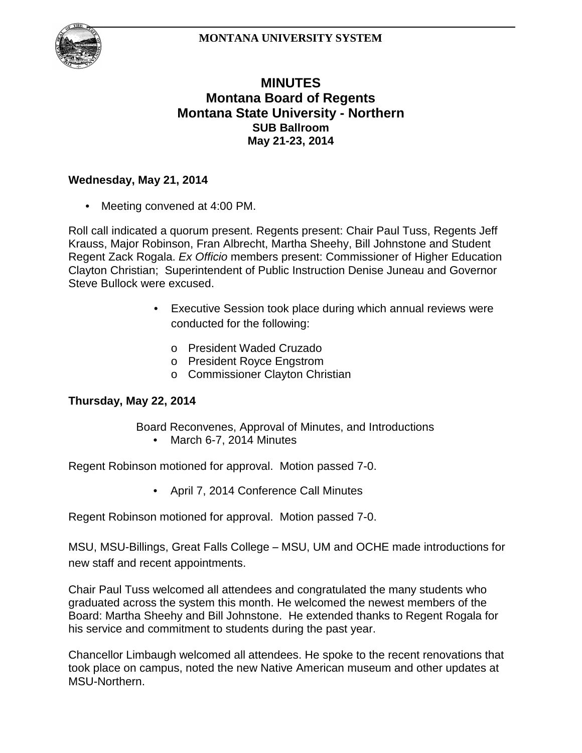**MONTANA UNIVERSITY SYSTEM**

# MINUTES
## Montana Board of Regents
## Montana State University - Northern
**SUB Ballroom**
**May 21-23, 2014**

**Wednesday, May 21, 2014**

- Meeting convened at 4:00 PM.

Roll call indicated a quorum present. Regents present: Chair Paul Tuss, Regents Jeff Krauss, Major Robinson, Fran Albrecht, Martha Sheehy, Bill Johnstone and Student Regent Zack Rogala. *Ex Officio* members present: Commissioner of Higher Education Clayton Christian; Superintendent of Public Instruction Denise Juneau and Governor Steve Bullock were excused.

- Executive Session took place during which annual reviews were conducted for the following:
  - President Waded Cruzado
  - President Royce Engstrom
  - Commissioner Clayton Christian

**Thursday, May 22, 2014**

Board Reconvenes, Approval of Minutes, and Introductions

- March 6-7, 2014 Minutes

Regent Robinson motioned for approval. Motion passed 7-0.

- April 7, 2014 Conference Call Minutes

Regent Robinson motioned for approval. Motion passed 7-0.

MSU, MSU-Billings, Great Falls College – MSU, UM and OCHE made introductions for new staff and recent appointments.

Chair Paul Tuss welcomed all attendees and congratulated the many students who graduated across the system this month. He welcomed the newest members of the Board: Martha Sheehy and Bill Johnstone. He extended thanks to Regent Rogala for his service and commitment to students during the past year.

Chancellor Limbaugh welcomed all attendees. He spoke to the recent renovations that took place on campus, noted the new Native American museum and other updates at MSU-Northern.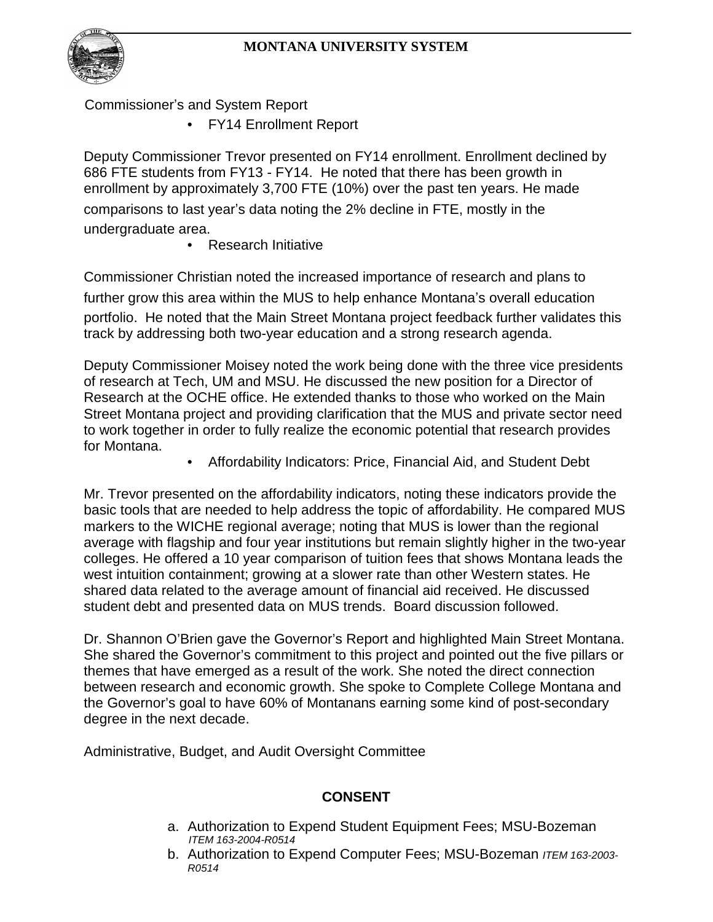Commissioner's and System Report

- FY14 Enrollment Report

Deputy Commissioner Trevor presented on FY14 enrollment. Enrollment declined by 686 FTE students from FY13 - FY14. He noted that there has been growth in enrollment by approximately 3,700 FTE (10%) over the past ten years. He made comparisons to last year's data noting the 2% decline in FTE, mostly in the undergraduate area.

- Research Initiative

Commissioner Christian noted the increased importance of research and plans to further grow this area within the MUS to help enhance Montana's overall education portfolio. He noted that the Main Street Montana project feedback further validates this track by addressing both two-year education and a strong research agenda.

Deputy Commissioner Moisey noted the work being done with the three vice presidents of research at Tech, UM and MSU. He discussed the new position for a Director of Research at the OCHE office. He extended thanks to those who worked on the Main Street Montana project and providing clarification that the MUS and private sector need to work together in order to fully realize the economic potential that research provides for Montana.

- Affordability Indicators: Price, Financial Aid, and Student Debt

Mr. Trevor presented on the affordability indicators, noting these indicators provide the basic tools that are needed to help address the topic of affordability. He compared MUS markers to the WICHE regional average; noting that MUS is lower than the regional average with flagship and four year institutions but remain slightly higher in the two-year colleges. He offered a 10 year comparison of tuition fees that shows Montana leads the west intuition containment; growing at a slower rate than other Western states. He shared data related to the average amount of financial aid received. He discussed student debt and presented data on MUS trends. Board discussion followed.

Dr. Shannon O'Brien gave the Governor's Report and highlighted Main Street Montana. She shared the Governor's commitment to this project and pointed out the five pillars or themes that have emerged as a result of the work. She noted the direct connection between research and economic growth. She spoke to Complete College Montana and the Governor's goal to have 60% of Montanans earning some kind of post-secondary degree in the next decade.

Administrative, Budget, and Audit Oversight Committee

**CONSENT**

a. Authorization to Expend Student Equipment Fees; MSU-Bozeman *ITEM 163-2004-R0514*
b. Authorization to Expend Computer Fees; MSU-Bozeman *ITEM 163-2003-R0514*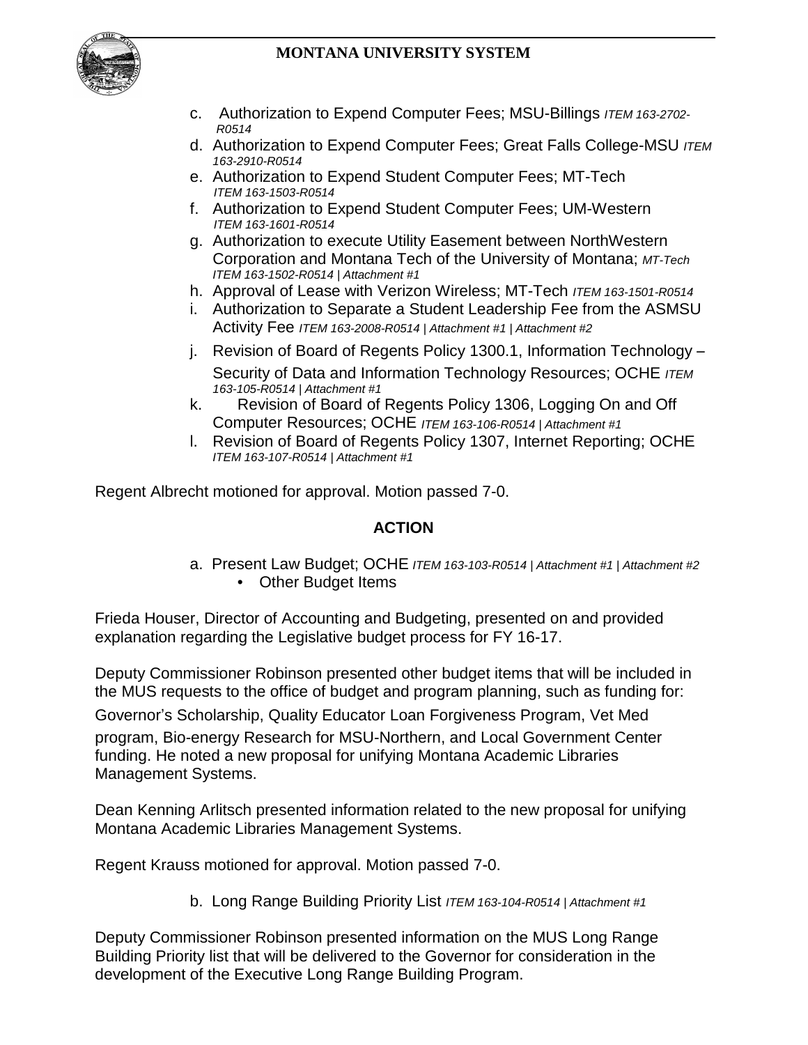c. Authorization to Expend Computer Fees; MSU-Billings *ITEM 163-2702-R0514*

d. Authorization to Expend Computer Fees; Great Falls College-MSU *ITEM 163-2910-R0514*

e. Authorization to Expend Student Computer Fees; MT-Tech *ITEM 163-1503-R0514*

f. Authorization to Expend Student Computer Fees; UM-Western *ITEM 163-1601-R0514*

g. Authorization to execute Utility Easement between NorthWestern Corporation and Montana Tech of the University of Montana; *MT-Tech ITEM 163-1502-R0514 | Attachment #1*

h. Approval of Lease with Verizon Wireless; MT-Tech *ITEM 163-1501-R0514*

i. Authorization to Separate a Student Leadership Fee from the ASMSU Activity Fee *ITEM 163-2008-R0514 | Attachment #1 | Attachment #2*

j. Revision of Board of Regents Policy 1300.1, Information Technology – Security of Data and Information Technology Resources; OCHE *ITEM 163-105-R0514 | Attachment #1*

k. Revision of Board of Regents Policy 1306, Logging On and Off Computer Resources; OCHE *ITEM 163-106-R0514 | Attachment #1*

l. Revision of Board of Regents Policy 1307, Internet Reporting; OCHE *ITEM 163-107-R0514 | Attachment #1*

Regent Albrecht motioned for approval. Motion passed 7-0.

**ACTION**

a. Present Law Budget; OCHE *ITEM 163-103-R0514 | Attachment #1 | Attachment #2*
   - Other Budget Items

Frieda Houser, Director of Accounting and Budgeting, presented on and provided explanation regarding the Legislative budget process for FY 16-17.

Deputy Commissioner Robinson presented other budget items that will be included in the MUS requests to the office of budget and program planning, such as funding for: Governor's Scholarship, Quality Educator Loan Forgiveness Program, Vet Med program, Bio-energy Research for MSU-Northern, and Local Government Center funding. He noted a new proposal for unifying Montana Academic Libraries Management Systems.

Dean Kenning Arlitsch presented information related to the new proposal for unifying Montana Academic Libraries Management Systems.

Regent Krauss motioned for approval. Motion passed 7-0.

b. Long Range Building Priority List *ITEM 163-104-R0514 | Attachment #1*

Deputy Commissioner Robinson presented information on the MUS Long Range Building Priority list that will be delivered to the Governor for consideration in the development of the Executive Long Range Building Program.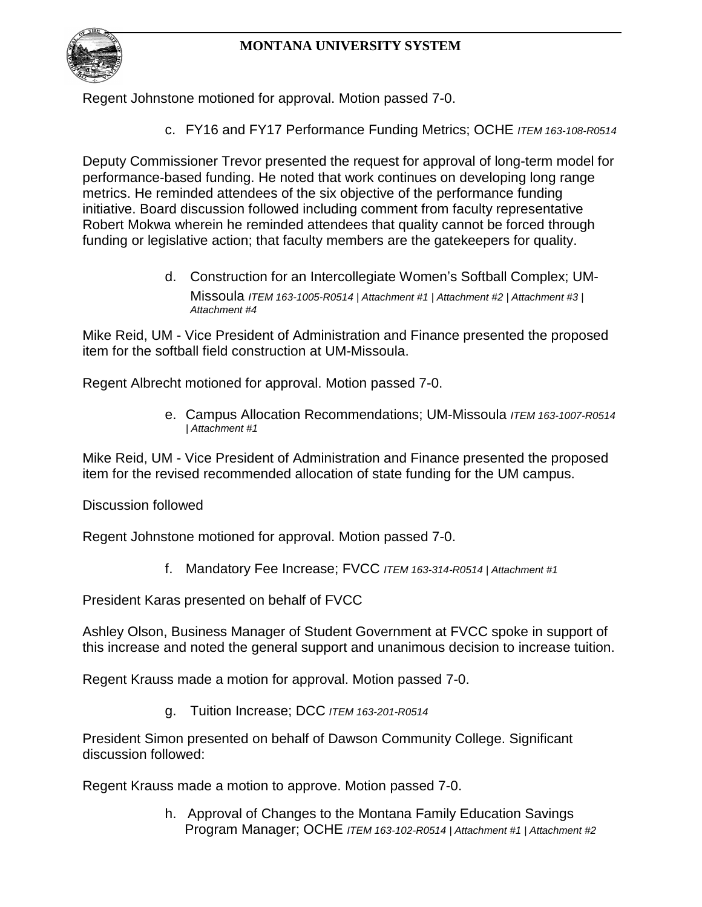Regent Johnstone motioned for approval. Motion passed 7-0.

c. FY16 and FY17 Performance Funding Metrics; OCHE *ITEM 163-108-R0514*

Deputy Commissioner Trevor presented the request for approval of long-term model for performance-based funding. He noted that work continues on developing long range metrics. He reminded attendees of the six objective of the performance funding initiative. Board discussion followed including comment from faculty representative Robert Mokwa wherein he reminded attendees that quality cannot be forced through funding or legislative action; that faculty members are the gatekeepers for quality.

d. Construction for an Intercollegiate Women's Softball Complex; UM-Missoula *ITEM 163-1005-R0514 | Attachment #1 | Attachment #2 | Attachment #3 | Attachment #4*

Mike Reid, UM - Vice President of Administration and Finance presented the proposed item for the softball field construction at UM-Missoula.

Regent Albrecht motioned for approval. Motion passed 7-0.

e. Campus Allocation Recommendations; UM-Missoula *ITEM 163-1007-R0514 | Attachment #1*

Mike Reid, UM - Vice President of Administration and Finance presented the proposed item for the revised recommended allocation of state funding for the UM campus.

Discussion followed

Regent Johnstone motioned for approval. Motion passed 7-0.

f. Mandatory Fee Increase; FVCC *ITEM 163-314-R0514 | Attachment #1*

President Karas presented on behalf of FVCC

Ashley Olson, Business Manager of Student Government at FVCC spoke in support of this increase and noted the general support and unanimous decision to increase tuition.

Regent Krauss made a motion for approval. Motion passed 7-0.

g. Tuition Increase; DCC *ITEM 163-201-R0514*

President Simon presented on behalf of Dawson Community College. Significant discussion followed:

Regent Krauss made a motion to approve. Motion passed 7-0.

h. Approval of Changes to the Montana Family Education Savings Program Manager; OCHE *ITEM 163-102-R0514 | Attachment #1 | Attachment #2*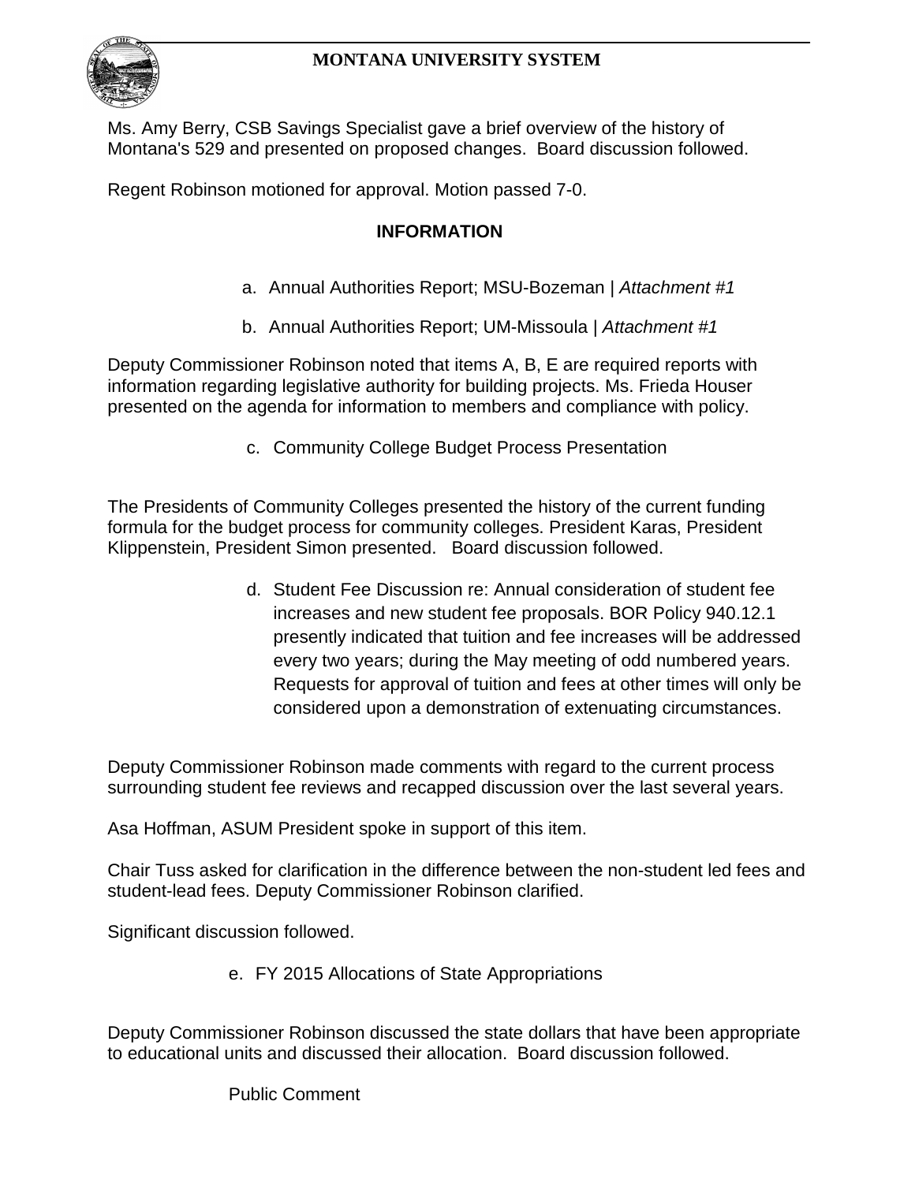Ms. Amy Berry, CSB Savings Specialist gave a brief overview of the history of Montana's 529 and presented on proposed changes. Board discussion followed.

Regent Robinson motioned for approval. Motion passed 7-0.

**INFORMATION**

a. Annual Authorities Report; MSU-Bozeman | *Attachment #1*

b. Annual Authorities Report; UM-Missoula | *Attachment #1*

Deputy Commissioner Robinson noted that items A, B, E are required reports with information regarding legislative authority for building projects. Ms. Frieda Houser presented on the agenda for information to members and compliance with policy.

c. Community College Budget Process Presentation

The Presidents of Community Colleges presented the history of the current funding formula for the budget process for community colleges. President Karas, President Klippenstein, President Simon presented. Board discussion followed.

d. Student Fee Discussion re: Annual consideration of student fee increases and new student fee proposals. BOR Policy 940.12.1 presently indicated that tuition and fee increases will be addressed every two years; during the May meeting of odd numbered years. Requests for approval of tuition and fees at other times will only be considered upon a demonstration of extenuating circumstances.

Deputy Commissioner Robinson made comments with regard to the current process surrounding student fee reviews and recapped discussion over the last several years.

Asa Hoffman, ASUM President spoke in support of this item.

Chair Tuss asked for clarification in the difference between the non-student led fees and student-lead fees. Deputy Commissioner Robinson clarified.

Significant discussion followed.

e. FY 2015 Allocations of State Appropriations

Deputy Commissioner Robinson discussed the state dollars that have been appropriate to educational units and discussed their allocation. Board discussion followed.

Public Comment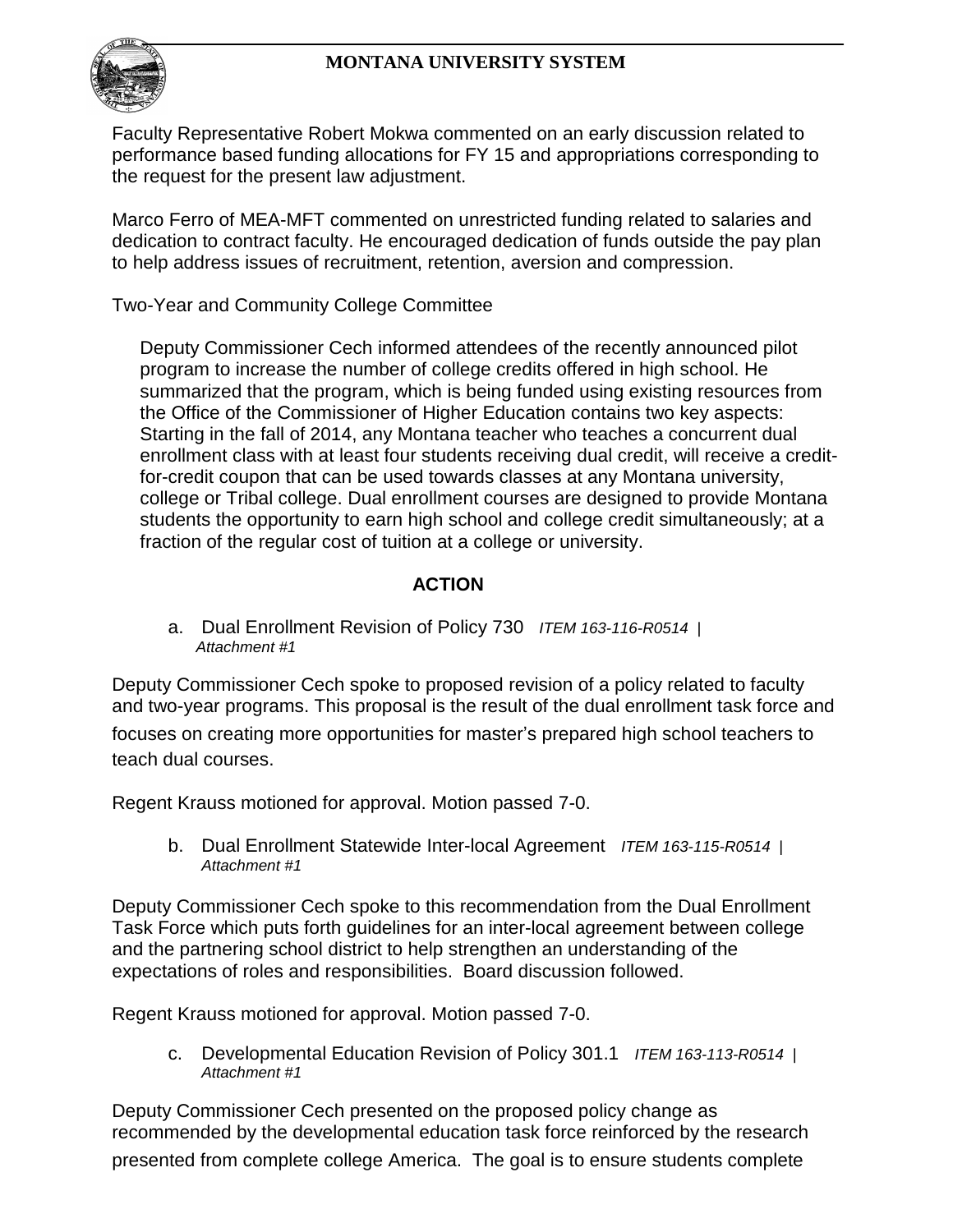Faculty Representative Robert Mokwa commented on an early discussion related to performance based funding allocations for FY 15 and appropriations corresponding to the request for the present law adjustment.

Marco Ferro of MEA-MFT commented on unrestricted funding related to salaries and dedication to contract faculty. He encouraged dedication of funds outside the pay plan to help address issues of recruitment, retention, aversion and compression.

Two-Year and Community College Committee

Deputy Commissioner Cech informed attendees of the recently announced pilot program to increase the number of college credits offered in high school. He summarized that the program, which is being funded using existing resources from the Office of the Commissioner of Higher Education contains two key aspects: Starting in the fall of 2014, any Montana teacher who teaches a concurrent dual enrollment class with at least four students receiving dual credit, will receive a credit-for-credit coupon that can be used towards classes at any Montana university, college or Tribal college. Dual enrollment courses are designed to provide Montana students the opportunity to earn high school and college credit simultaneously; at a fraction of the regular cost of tuition at a college or university.

**ACTION**

a. Dual Enrollment Revision of Policy 730 *ITEM 163-116-R0514 | Attachment #1*

Deputy Commissioner Cech spoke to proposed revision of a policy related to faculty and two-year programs. This proposal is the result of the dual enrollment task force and focuses on creating more opportunities for master's prepared high school teachers to teach dual courses.

Regent Krauss motioned for approval. Motion passed 7-0.

b. Dual Enrollment Statewide Inter-local Agreement *ITEM 163-115-R0514 | Attachment #1*

Deputy Commissioner Cech spoke to this recommendation from the Dual Enrollment Task Force which puts forth guidelines for an inter-local agreement between college and the partnering school district to help strengthen an understanding of the expectations of roles and responsibilities. Board discussion followed.

Regent Krauss motioned for approval. Motion passed 7-0.

c. Developmental Education Revision of Policy 301.1 *ITEM 163-113-R0514 | Attachment #1*

Deputy Commissioner Cech presented on the proposed policy change as recommended by the developmental education task force reinforced by the research presented from complete college America. The goal is to ensure students complete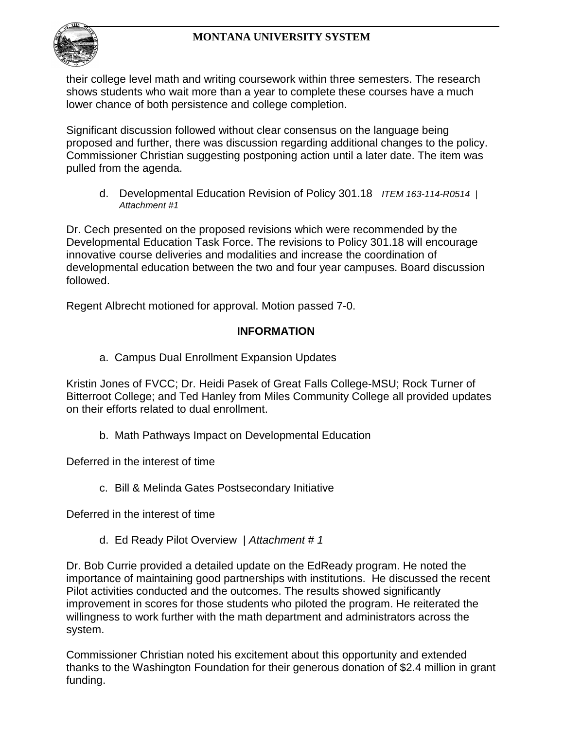their college level math and writing coursework within three semesters. The research shows students who wait more than a year to complete these courses have a much lower chance of both persistence and college completion.

Significant discussion followed without clear consensus on the language being proposed and further, there was discussion regarding additional changes to the policy. Commissioner Christian suggesting postponing action until a later date. The item was pulled from the agenda.

d. Developmental Education Revision of Policy 301.18 *ITEM 163-114-R0514 | Attachment #1*

Dr. Cech presented on the proposed revisions which were recommended by the Developmental Education Task Force. The revisions to Policy 301.18 will encourage innovative course deliveries and modalities and increase the coordination of developmental education between the two and four year campuses. Board discussion followed.

Regent Albrecht motioned for approval. Motion passed 7-0.

## INFORMATION

a. Campus Dual Enrollment Expansion Updates

Kristin Jones of FVCC; Dr. Heidi Pasek of Great Falls College-MSU; Rock Turner of Bitterroot College; and Ted Hanley from Miles Community College all provided updates on their efforts related to dual enrollment.

b. Math Pathways Impact on Developmental Education

Deferred in the interest of time

c. Bill & Melinda Gates Postsecondary Initiative

Deferred in the interest of time

d. Ed Ready Pilot Overview | *Attachment # 1*

Dr. Bob Currie provided a detailed update on the EdReady program. He noted the importance of maintaining good partnerships with institutions. He discussed the recent Pilot activities conducted and the outcomes. The results showed significantly improvement in scores for those students who piloted the program. He reiterated the willingness to work further with the math department and administrators across the system.

Commissioner Christian noted his excitement about this opportunity and extended thanks to the Washington Foundation for their generous donation of $2.4 million in grant funding.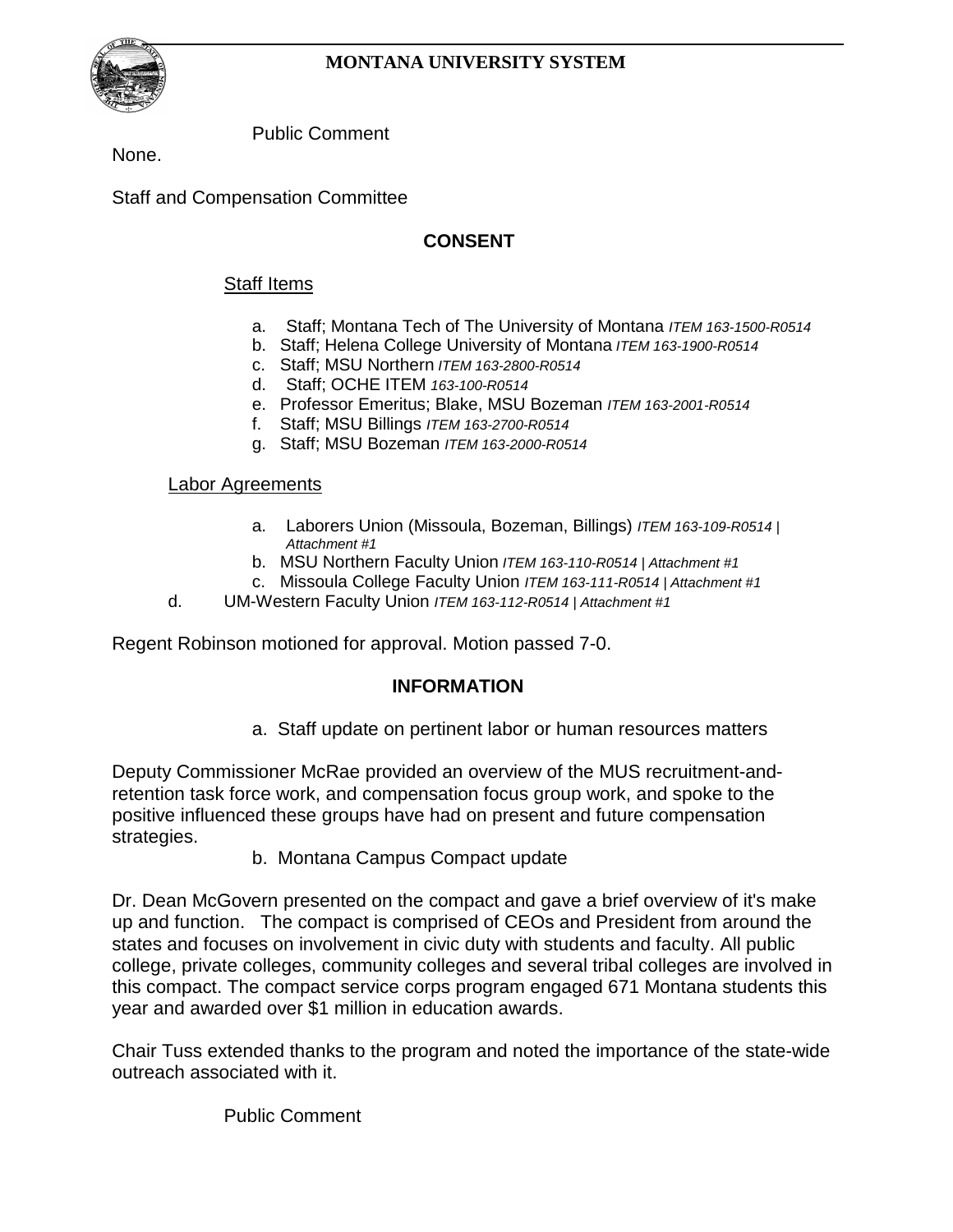Public Comment

None.

Staff and Compensation Committee

**CONSENT**

Staff Items

a. Staff; Montana Tech of The University of Montana *ITEM 163-1500-R0514*
b. Staff; Helena College University of Montana *ITEM 163-1900-R0514*
c. Staff; MSU Northern *ITEM 163-2800-R0514*
d. Staff; OCHE ITEM *163-100-R0514*
e. Professor Emeritus; Blake, MSU Bozeman *ITEM 163-2001-R0514*
f. Staff; MSU Billings *ITEM 163-2700-R0514*
g. Staff; MSU Bozeman *ITEM 163-2000-R0514*

Labor Agreements

a. Laborers Union (Missoula, Bozeman, Billings) *ITEM 163-109-R0514 | Attachment #1*
b. MSU Northern Faculty Union *ITEM 163-110-R0514 | Attachment #1*
c. Missoula College Faculty Union *ITEM 163-111-R0514 | Attachment #1*
d. UM-Western Faculty Union *ITEM 163-112-R0514 | Attachment #1*

Regent Robinson motioned for approval. Motion passed 7-0.

**INFORMATION**

a. Staff update on pertinent labor or human resources matters

Deputy Commissioner McRae provided an overview of the MUS recruitment-and-retention task force work, and compensation focus group work, and spoke to the positive influenced these groups have had on present and future compensation strategies.

b. Montana Campus Compact update

Dr. Dean McGovern presented on the compact and gave a brief overview of it's make up and function. The compact is comprised of CEOs and President from around the states and focuses on involvement in civic duty with students and faculty. All public college, private colleges, community colleges and several tribal colleges are involved in this compact. The compact service corps program engaged 671 Montana students this year and awarded over $1 million in education awards.

Chair Tuss extended thanks to the program and noted the importance of the state-wide outreach associated with it.

Public Comment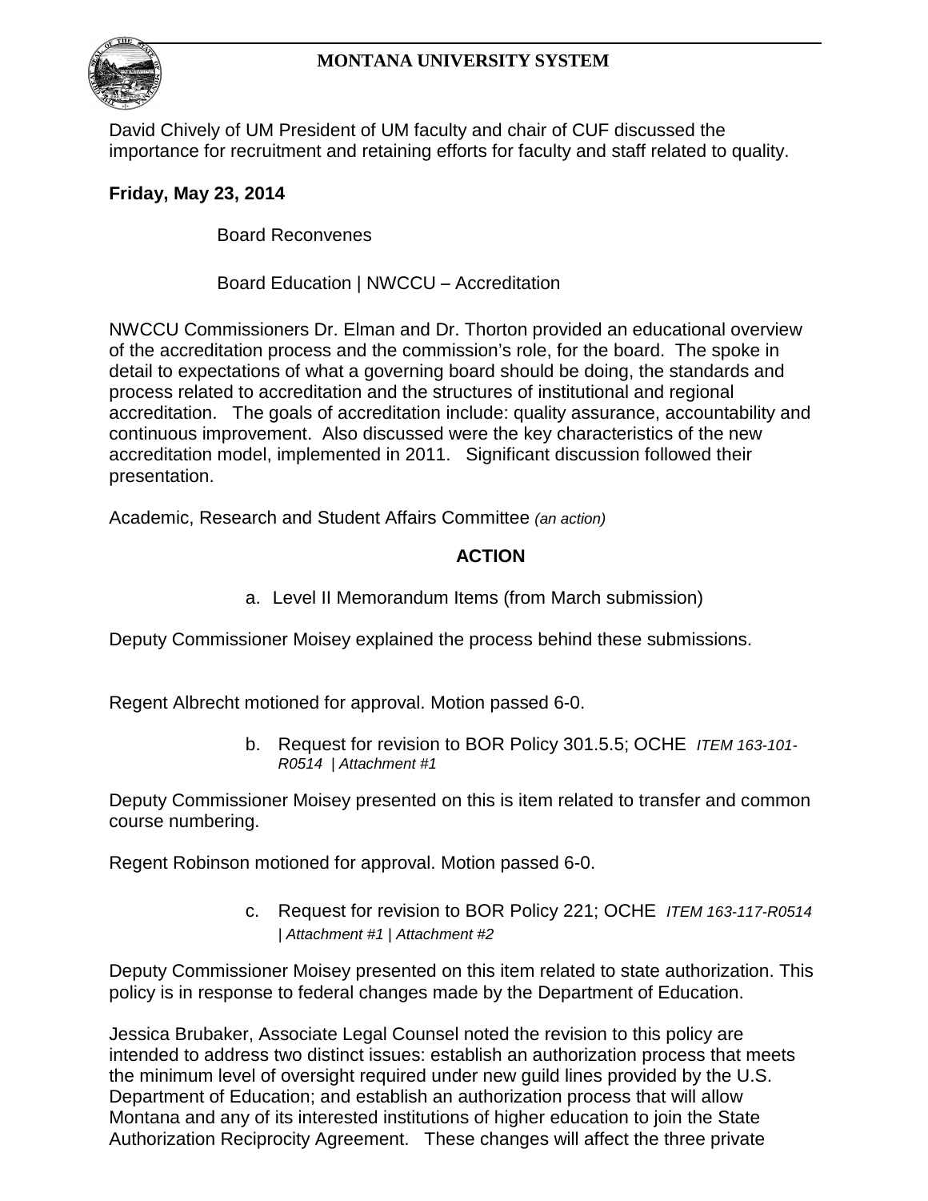David Chively of UM President of UM faculty and chair of CUF discussed the importance for recruitment and retaining efforts for faculty and staff related to quality.

**Friday, May 23, 2014**

Board Reconvenes

Board Education | NWCCU – Accreditation

NWCCU Commissioners Dr. Elman and Dr. Thorton provided an educational overview of the accreditation process and the commission's role, for the board. The spoke in detail to expectations of what a governing board should be doing, the standards and process related to accreditation and the structures of institutional and regional accreditation. The goals of accreditation include: quality assurance, accountability and continuous improvement. Also discussed were the key characteristics of the new accreditation model, implemented in 2011. Significant discussion followed their presentation.

Academic, Research and Student Affairs Committee *(an action)*

**ACTION**

a. Level II Memorandum Items (from March submission)

Deputy Commissioner Moisey explained the process behind these submissions.

Regent Albrecht motioned for approval. Motion passed 6-0.

b. Request for revision to BOR Policy 301.5.5; OCHE *ITEM 163-101-R0514 | Attachment #1*

Deputy Commissioner Moisey presented on this is item related to transfer and common course numbering.

Regent Robinson motioned for approval. Motion passed 6-0.

c. Request for revision to BOR Policy 221; OCHE *ITEM 163-117-R0514 | Attachment #1 | Attachment #2*

Deputy Commissioner Moisey presented on this item related to state authorization. This policy is in response to federal changes made by the Department of Education.

Jessica Brubaker, Associate Legal Counsel noted the revision to this policy are intended to address two distinct issues: establish an authorization process that meets the minimum level of oversight required under new guild lines provided by the U.S. Department of Education; and establish an authorization process that will allow Montana and any of its interested institutions of higher education to join the State Authorization Reciprocity Agreement. These changes will affect the three private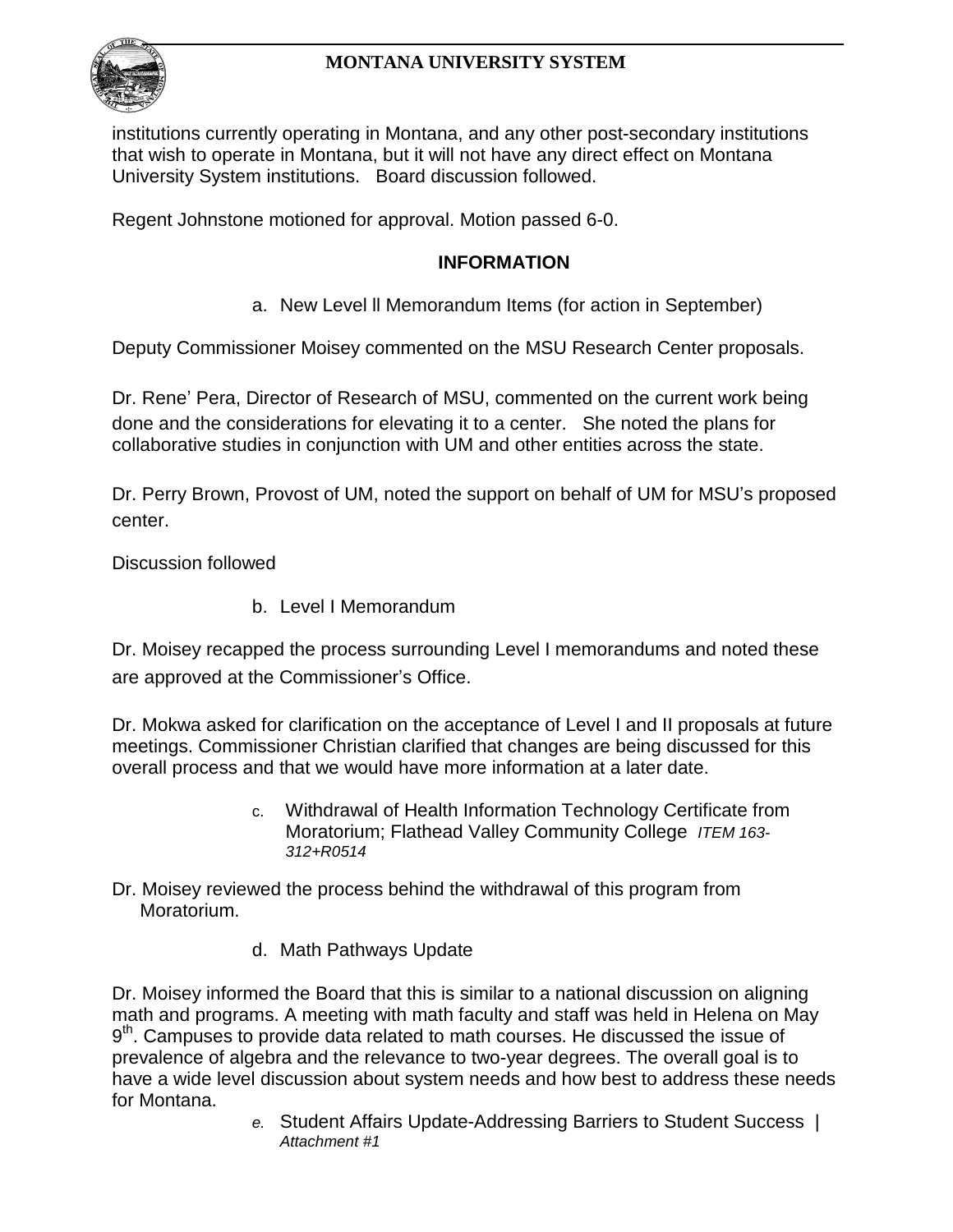institutions currently operating in Montana, and any other post-secondary institutions that wish to operate in Montana, but it will not have any direct effect on Montana University System institutions. Board discussion followed.

Regent Johnstone motioned for approval. Motion passed 6-0.

## INFORMATION

a. New Level ll Memorandum Items (for action in September)

Deputy Commissioner Moisey commented on the MSU Research Center proposals.

Dr. Rene' Pera, Director of Research of MSU, commented on the current work being done and the considerations for elevating it to a center. She noted the plans for collaborative studies in conjunction with UM and other entities across the state.

Dr. Perry Brown, Provost of UM, noted the support on behalf of UM for MSU's proposed center.

Discussion followed

b. Level I Memorandum

Dr. Moisey recapped the process surrounding Level I memorandums and noted these are approved at the Commissioner's Office.

Dr. Mokwa asked for clarification on the acceptance of Level I and II proposals at future meetings. Commissioner Christian clarified that changes are being discussed for this overall process and that we would have more information at a later date.

c. Withdrawal of Health Information Technology Certificate from Moratorium; Flathead Valley Community College *ITEM 163-312+R0514*

Dr. Moisey reviewed the process behind the withdrawal of this program from Moratorium.

d. Math Pathways Update

Dr. Moisey informed the Board that this is similar to a national discussion on aligning math and programs. A meeting with math faculty and staff was held in Helena on May 9th. Campuses to provide data related to math courses. He discussed the issue of prevalence of algebra and the relevance to two-year degrees. The overall goal is to have a wide level discussion about system needs and how best to address these needs for Montana.

e. Student Affairs Update-Addressing Barriers to Student Success | *Attachment #1*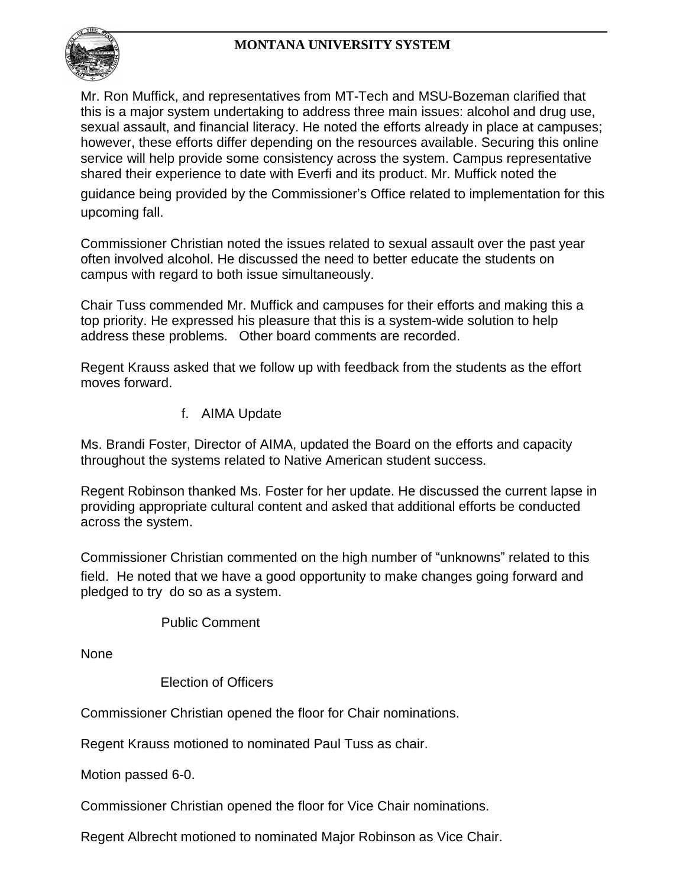Mr. Ron Muffick, and representatives from MT-Tech and MSU-Bozeman clarified that this is a major system undertaking to address three main issues: alcohol and drug use, sexual assault, and financial literacy. He noted the efforts already in place at campuses; however, these efforts differ depending on the resources available. Securing this online service will help provide some consistency across the system. Campus representative shared their experience to date with Everfi and its product. Mr. Muffick noted the guidance being provided by the Commissioner's Office related to implementation for this upcoming fall.

Commissioner Christian noted the issues related to sexual assault over the past year often involved alcohol. He discussed the need to better educate the students on campus with regard to both issue simultaneously.

Chair Tuss commended Mr. Muffick and campuses for their efforts and making this a top priority. He expressed his pleasure that this is a system-wide solution to help address these problems. Other board comments are recorded.

Regent Krauss asked that we follow up with feedback from the students as the effort moves forward.

f. AIMA Update

Ms. Brandi Foster, Director of AIMA, updated the Board on the efforts and capacity throughout the systems related to Native American student success.

Regent Robinson thanked Ms. Foster for her update. He discussed the current lapse in providing appropriate cultural content and asked that additional efforts be conducted across the system.

Commissioner Christian commented on the high number of "unknowns" related to this field. He noted that we have a good opportunity to make changes going forward and pledged to try do so as a system.

Public Comment

None

Election of Officers

Commissioner Christian opened the floor for Chair nominations.

Regent Krauss motioned to nominated Paul Tuss as chair.

Motion passed 6-0.

Commissioner Christian opened the floor for Vice Chair nominations.

Regent Albrecht motioned to nominated Major Robinson as Vice Chair.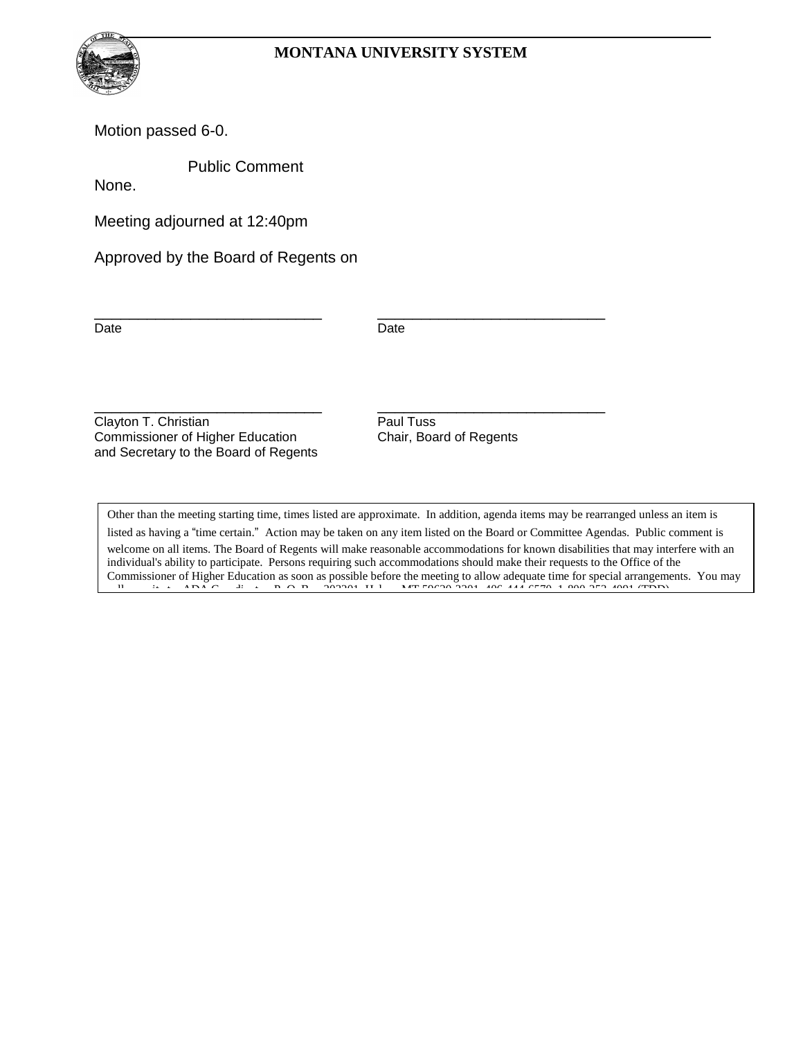Motion passed 6-0.

Public Comment

None.

Meeting adjourned at 12:40pm

Approved by the Board of Regents on

______________________________ ______________________________
Date Date

______________________________ ______________________________
Clayton T. Christian
Commissioner of Higher Education
and Secretary to the Board of Regents

Paul Tuss
Chair, Board of Regents

Other than the meeting starting time, times listed are approximate. In addition, agenda items may be rearranged unless an item is listed as having a "time certain." Action may be taken on any item listed on the Board or Committee Agendas. Public comment is welcome on all items. The Board of Regents will make reasonable accommodations for known disabilities that may interfere with an individual's ability to participate. Persons requiring such accommodations should make their requests to the Office of the Commissioner of Higher Education as soon as possible before the meeting to allow adequate time for special arrangements. You may call or write to ADA Coordinator, P. O. Box 203201, Helena MT 59620-3201, 406-444-6570, 1-800-253-4091 (TDD).